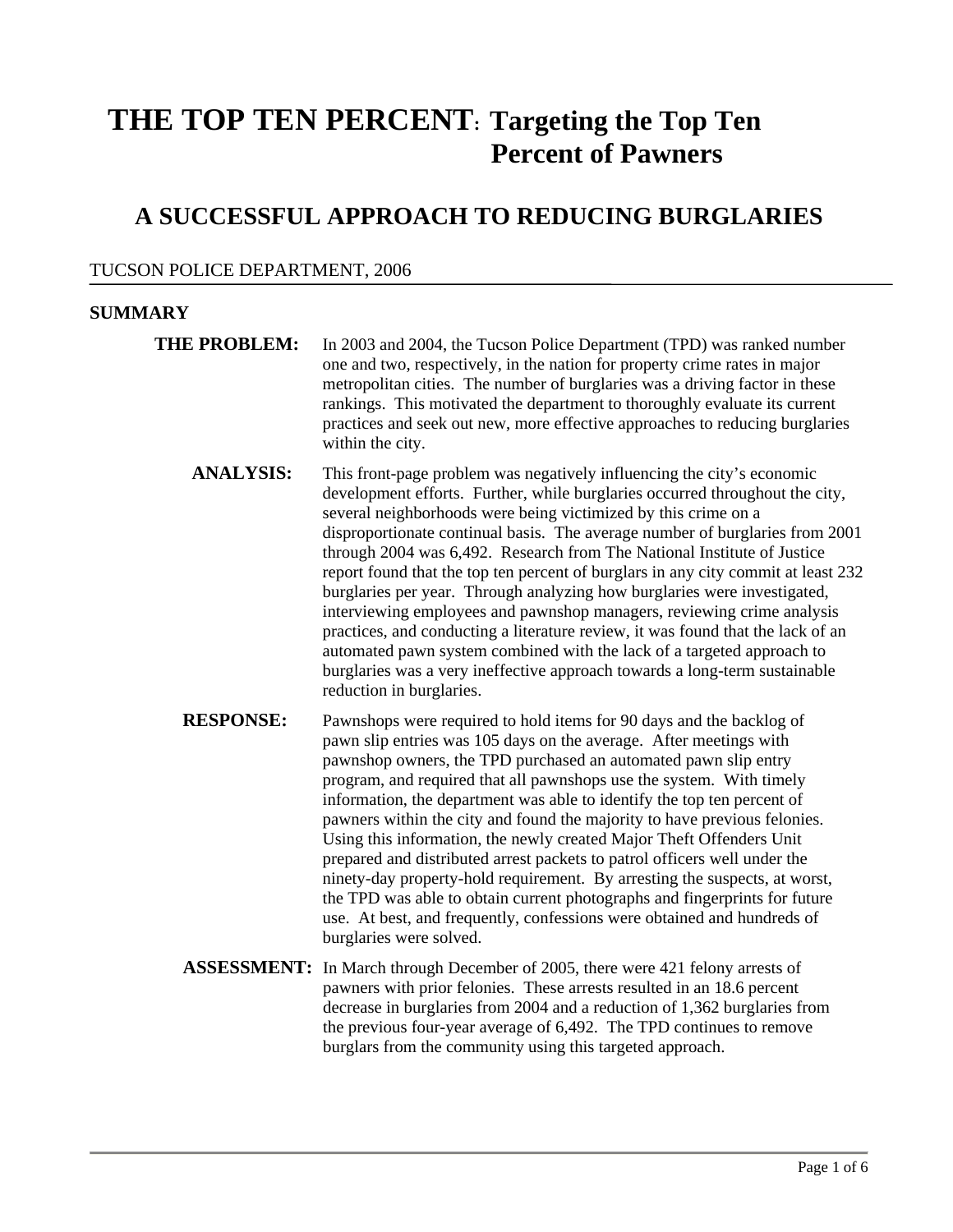# THE TOP TEN PERCENT: Targeting the Top Ten Percent of Pawners

## A SUCCESSFUL APPROACH TO REDUCING BURGLARIES

TUCSON POLICE DEPARTMENT, 2006

### SUMMARY

**THE PROBLEM:** In 2003 and 2004, the Tucson Police Department (TPD) was ranked number one and two, respectively, in the nation for property crime rates in major metropolitan cities. The number of burglaries was a driving factor in these rankings. This motivated the department to thoroughly evaluate its current practices and seek out new, more effective approaches to reducing burglaries within the city.

**ANALYSIS:** This front-page problem was negatively influencing the city's economic development efforts. Further, while burglaries occurred throughout the city, several neighborhoods were being victimized by this crime on a disproportionate continual basis. The average number of burglaries from 2001 through 2004 was 6,492. Research from The National Institute of Justice report found that the top ten percent of burglars in any city commit at least 232 burglaries per year. Through analyzing how burglaries were investigated, interviewing employees and pawnshop managers, reviewing crime analysis practices, and conducting a literature review, it was found that the lack of an automated pawn system combined with the lack of a targeted approach to burglaries was a very ineffective approach towards a long-term sustainable reduction in burglaries.

**RESPONSE:** Pawnshops were required to hold items for 90 days and the backlog of pawn slip entries was 105 days on the average. After meetings with pawnshop owners, the TPD purchased an automated pawn slip entry program, and required that all pawnshops use the system. With timely information, the department was able to identify the top ten percent of pawners within the city and found the majority to have previous felonies. Using this information, the newly created Major Theft Offenders Unit prepared and distributed arrest packets to patrol officers well under the ninety-day property-hold requirement. By arresting the suspects, at worst, the TPD was able to obtain current photographs and fingerprints for future use. At best, and frequently, confessions were obtained and hundreds of burglaries were solved.

**ASSESSMENT:** In March through December of 2005, there were 421 felony arrests of pawners with prior felonies. These arrests resulted in an 18.6 percent decrease in burglaries from 2004 and a reduction of 1,362 burglaries from the previous four-year average of 6,492. The TPD continues to remove burglars from the community using this targeted approach.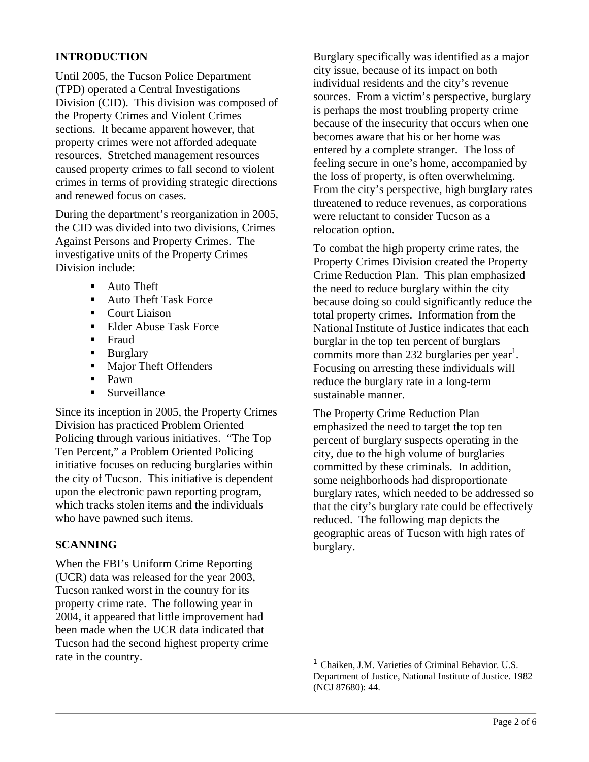## INTRODUCTION

Until 2005, the Tucson Police Department (TPD) operated a Central Investigations Division (CID). This division was composed of the Property Crimes and Violent Crimes sections. It became apparent however, that property crimes were not afforded adequate resources. Stretched management resources caused property crimes to fall second to violent crimes in terms of providing strategic directions and renewed focus on cases.

During the department's reorganization in 2005, the CID was divided into two divisions, Crimes Against Persons and Property Crimes. The investigative units of the Property Crimes Division include:

- Auto Theft
- Auto Theft Task Force
- Court Liaison
- Elder Abuse Task Force
- Fraud
- Burglary
- Major Theft Offenders
- Pawn
- Surveillance

Since its inception in 2005, the Property Crimes Division has practiced Problem Oriented Policing through various initiatives. "The Top Ten Percent," a Problem Oriented Policing initiative focuses on reducing burglaries within the city of Tucson. This initiative is dependent upon the electronic pawn reporting program, which tracks stolen items and the individuals who have pawned such items.

## SCANNING

When the FBI's Uniform Crime Reporting (UCR) data was released for the year 2003, Tucson ranked worst in the country for its property crime rate. The following year in 2004, it appeared that little improvement had been made when the UCR data indicated that Tucson had the second highest property crime rate in the country.

Burglary specifically was identified as a major city issue, because of its impact on both individual residents and the city's revenue sources. From a victim's perspective, burglary is perhaps the most troubling property crime because of the insecurity that occurs when one becomes aware that his or her home was entered by a complete stranger. The loss of feeling secure in one's home, accompanied by the loss of property, is often overwhelming. From the city's perspective, high burglary rates threatened to reduce revenues, as corporations were reluctant to consider Tucson as a relocation option.

To combat the high property crime rates, the Property Crimes Division created the Property Crime Reduction Plan. This plan emphasized the need to reduce burglary within the city because doing so could significantly reduce the total property crimes. Information from the National Institute of Justice indicates that each burglar in the top ten percent of burglars commits more than 232 burglaries per year[1]. Focusing on arresting these individuals will reduce the burglary rate in a long-term sustainable manner.

The Property Crime Reduction Plan emphasized the need to target the top ten percent of burglary suspects operating in the city, due to the high volume of burglaries committed by these criminals. In addition, some neighborhoods had disproportionate burglary rates, which needed to be addressed so that the city's burglary rate could be effectively reduced. The following map depicts the geographic areas of Tucson with high rates of burglary.

---

[1] Chaiken, J.M. Varieties of Criminal Behavior. U.S. Department of Justice, National Institute of Justice. 1982 (NCJ 87680): 44.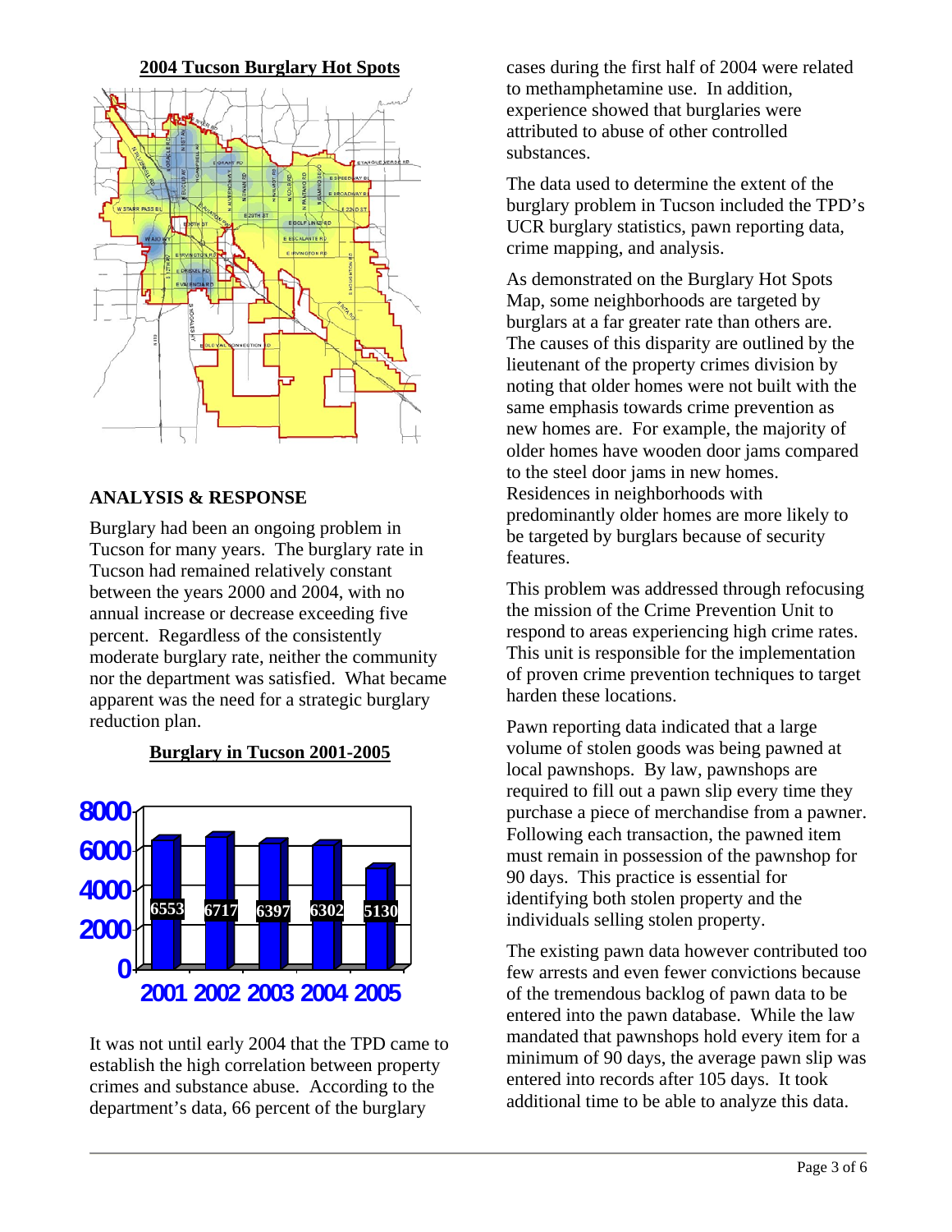**2004 Tucson Burglary Hot Spots**

## ANALYSIS & RESPONSE

Burglary had been an ongoing problem in Tucson for many years. The burglary rate in Tucson had remained relatively constant between the years 2000 and 2004, with no annual increase or decrease exceeding five percent. Regardless of the consistently moderate burglary rate, neither the community nor the department was satisfied. What became apparent was the need for a strategic burglary reduction plan.

**Burglary in Tucson 2001-2005**

| Year | Burglaries |
|---|---|
| 2001 | 6553 |
| 2002 | 6717 |
| 2003 | 6397 |
| 2004 | 6302 |
| 2005 | 5130 |

It was not until early 2004 that the TPD came to establish the high correlation between property crimes and substance abuse. According to the department's data, 66 percent of the burglary cases during the first half of 2004 were related to methamphetamine use. In addition, experience showed that burglaries were attributed to abuse of other controlled substances.

The data used to determine the extent of the burglary problem in Tucson included the TPD's UCR burglary statistics, pawn reporting data, crime mapping, and analysis.

As demonstrated on the Burglary Hot Spots Map, some neighborhoods are targeted by burglars at a far greater rate than others are. The causes of this disparity are outlined by the lieutenant of the property crimes division by noting that older homes were not built with the same emphasis towards crime prevention as new homes are. For example, the majority of older homes have wooden door jams compared to the steel door jams in new homes. Residences in neighborhoods with predominantly older homes are more likely to be targeted by burglars because of security features.

This problem was addressed through refocusing the mission of the Crime Prevention Unit to respond to areas experiencing high crime rates. This unit is responsible for the implementation of proven crime prevention techniques to target harden these locations.

Pawn reporting data indicated that a large volume of stolen goods was being pawned at local pawnshops. By law, pawnshops are required to fill out a pawn slip every time they purchase a piece of merchandise from a pawner. Following each transaction, the pawned item must remain in possession of the pawnshop for 90 days. This practice is essential for identifying both stolen property and the individuals selling stolen property.

The existing pawn data however contributed too few arrests and even fewer convictions because of the tremendous backlog of pawn data to be entered into the pawn database. While the law mandated that pawnshops hold every item for a minimum of 90 days, the average pawn slip was entered into records after 105 days. It took additional time to be able to analyze this data.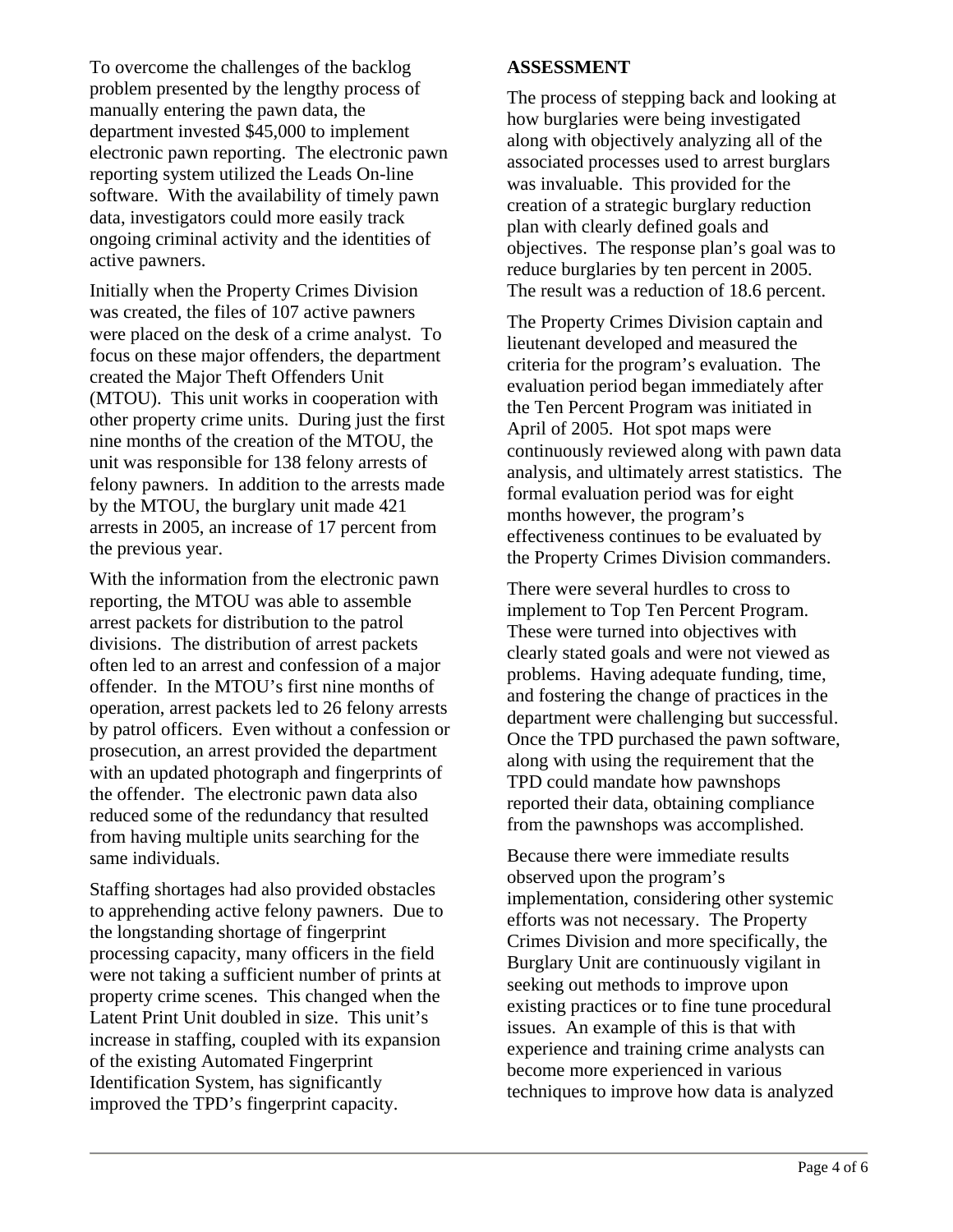To overcome the challenges of the backlog problem presented by the lengthy process of manually entering the pawn data, the department invested $45,000 to implement electronic pawn reporting. The electronic pawn reporting system utilized the Leads On-line software. With the availability of timely pawn data, investigators could more easily track ongoing criminal activity and the identities of active pawners.

Initially when the Property Crimes Division was created, the files of 107 active pawners were placed on the desk of a crime analyst. To focus on these major offenders, the department created the Major Theft Offenders Unit (MTOU). This unit works in cooperation with other property crime units. During just the first nine months of the creation of the MTOU, the unit was responsible for 138 felony arrests of felony pawners. In addition to the arrests made by the MTOU, the burglary unit made 421 arrests in 2005, an increase of 17 percent from the previous year.

With the information from the electronic pawn reporting, the MTOU was able to assemble arrest packets for distribution to the patrol divisions. The distribution of arrest packets often led to an arrest and confession of a major offender. In the MTOU's first nine months of operation, arrest packets led to 26 felony arrests by patrol officers. Even without a confession or prosecution, an arrest provided the department with an updated photograph and fingerprints of the offender. The electronic pawn data also reduced some of the redundancy that resulted from having multiple units searching for the same individuals.

Staffing shortages had also provided obstacles to apprehending active felony pawners. Due to the longstanding shortage of fingerprint processing capacity, many officers in the field were not taking a sufficient number of prints at property crime scenes. This changed when the Latent Print Unit doubled in size. This unit's increase in staffing, coupled with its expansion of the existing Automated Fingerprint Identification System, has significantly improved the TPD's fingerprint capacity.

**ASSESSMENT**

The process of stepping back and looking at how burglaries were being investigated along with objectively analyzing all of the associated processes used to arrest burglars was invaluable. This provided for the creation of a strategic burglary reduction plan with clearly defined goals and objectives. The response plan's goal was to reduce burglaries by ten percent in 2005. The result was a reduction of 18.6 percent.

The Property Crimes Division captain and lieutenant developed and measured the criteria for the program's evaluation. The evaluation period began immediately after the Ten Percent Program was initiated in April of 2005. Hot spot maps were continuously reviewed along with pawn data analysis, and ultimately arrest statistics. The formal evaluation period was for eight months however, the program's effectiveness continues to be evaluated by the Property Crimes Division commanders.

There were several hurdles to cross to implement to Top Ten Percent Program. These were turned into objectives with clearly stated goals and were not viewed as problems. Having adequate funding, time, and fostering the change of practices in the department were challenging but successful. Once the TPD purchased the pawn software, along with using the requirement that the TPD could mandate how pawnshops reported their data, obtaining compliance from the pawnshops was accomplished.

Because there were immediate results observed upon the program's implementation, considering other systemic efforts was not necessary. The Property Crimes Division and more specifically, the Burglary Unit are continuously vigilant in seeking out methods to improve upon existing practices or to fine tune procedural issues. An example of this is that with experience and training crime analysts can become more experienced in various techniques to improve how data is analyzed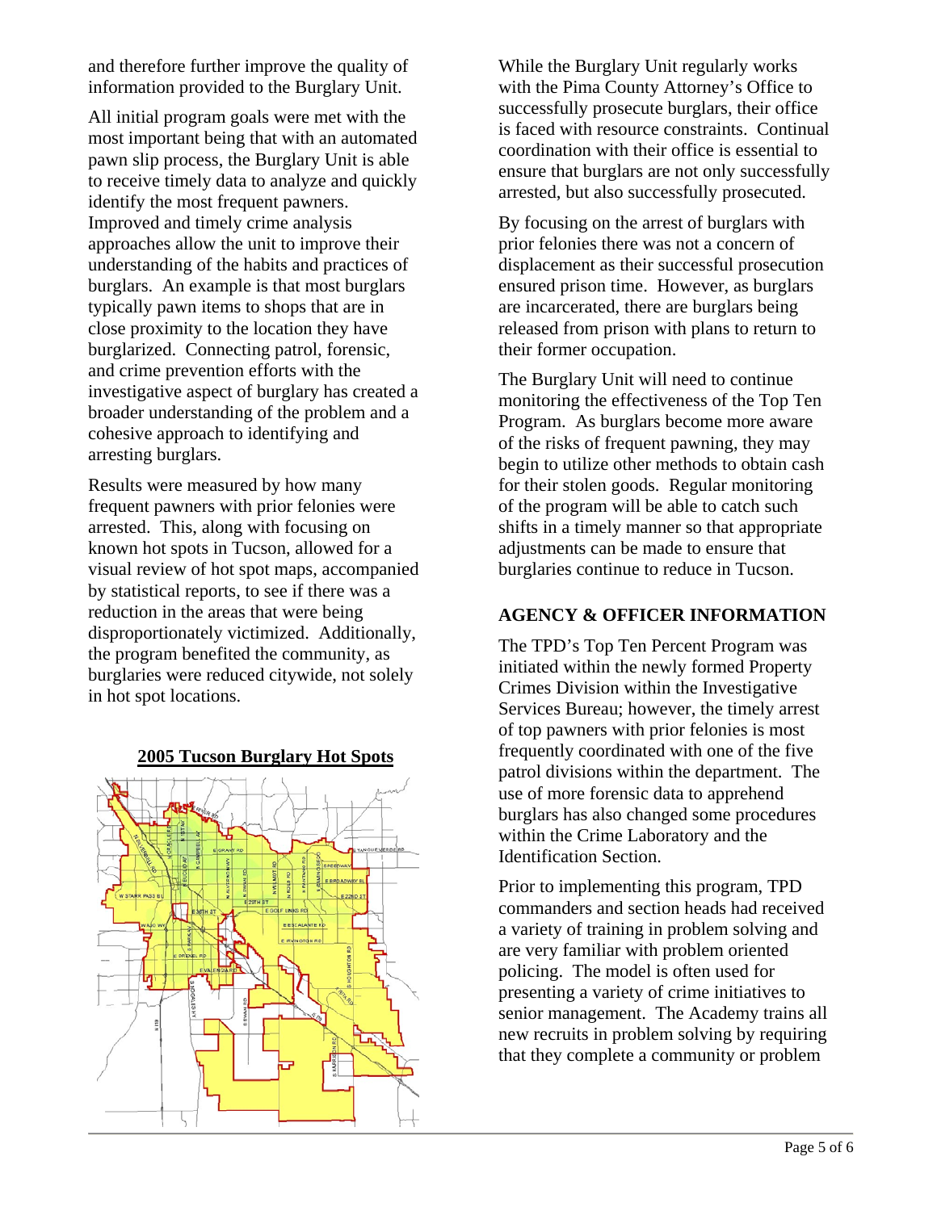and therefore further improve the quality of information provided to the Burglary Unit.

All initial program goals were met with the most important being that with an automated pawn slip process, the Burglary Unit is able to receive timely data to analyze and quickly identify the most frequent pawners. Improved and timely crime analysis approaches allow the unit to improve their understanding of the habits and practices of burglars. An example is that most burglars typically pawn items to shops that are in close proximity to the location they have burglarized. Connecting patrol, forensic, and crime prevention efforts with the investigative aspect of burglary has created a broader understanding of the problem and a cohesive approach to identifying and arresting burglars.

Results were measured by how many frequent pawners with prior felonies were arrested. This, along with focusing on known hot spots in Tucson, allowed for a visual review of hot spot maps, accompanied by statistical reports, to see if there was a reduction in the areas that were being disproportionately victimized. Additionally, the program benefited the community, as burglaries were reduced citywide, not solely in hot spot locations.

**2005 Tucson Burglary Hot Spots**

While the Burglary Unit regularly works with the Pima County Attorney's Office to successfully prosecute burglars, their office is faced with resource constraints. Continual coordination with their office is essential to ensure that burglars are not only successfully arrested, but also successfully prosecuted.

By focusing on the arrest of burglars with prior felonies there was not a concern of displacement as their successful prosecution ensured prison time. However, as burglars are incarcerated, there are burglars being released from prison with plans to return to their former occupation.

The Burglary Unit will need to continue monitoring the effectiveness of the Top Ten Program. As burglars become more aware of the risks of frequent pawning, they may begin to utilize other methods to obtain cash for their stolen goods. Regular monitoring of the program will be able to catch such shifts in a timely manner so that appropriate adjustments can be made to ensure that burglaries continue to reduce in Tucson.

## AGENCY & OFFICER INFORMATION

The TPD's Top Ten Percent Program was initiated within the newly formed Property Crimes Division within the Investigative Services Bureau; however, the timely arrest of top pawners with prior felonies is most frequently coordinated with one of the five patrol divisions within the department. The use of more forensic data to apprehend burglars has also changed some procedures within the Crime Laboratory and the Identification Section.

Prior to implementing this program, TPD commanders and section heads had received a variety of training in problem solving and are very familiar with problem oriented policing. The model is often used for presenting a variety of crime initiatives to senior management. The Academy trains all new recruits in problem solving by requiring that they complete a community or problem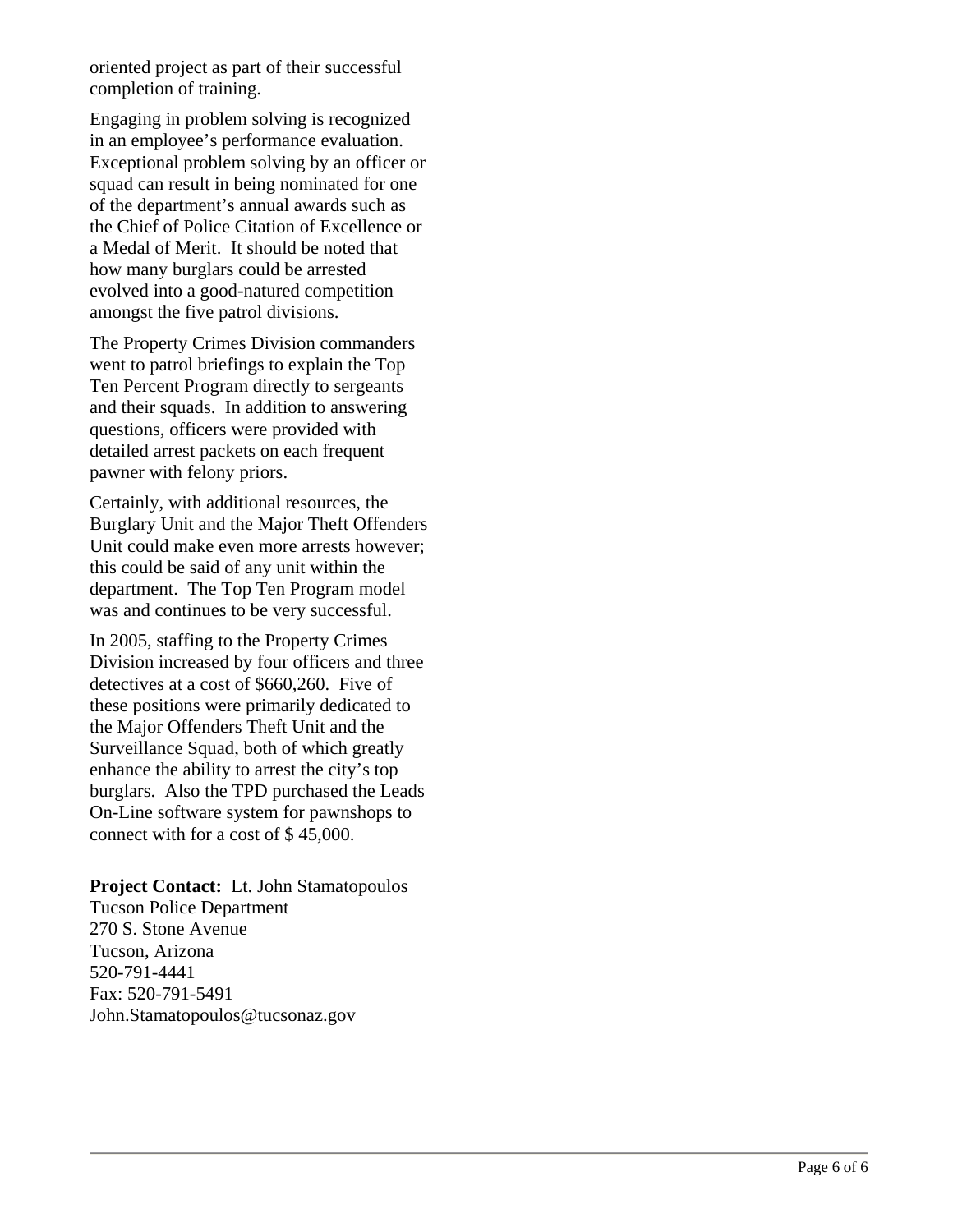oriented project as part of their successful completion of training.

Engaging in problem solving is recognized in an employee's performance evaluation. Exceptional problem solving by an officer or squad can result in being nominated for one of the department's annual awards such as the Chief of Police Citation of Excellence or a Medal of Merit. It should be noted that how many burglars could be arrested evolved into a good-natured competition amongst the five patrol divisions.

The Property Crimes Division commanders went to patrol briefings to explain the Top Ten Percent Program directly to sergeants and their squads. In addition to answering questions, officers were provided with detailed arrest packets on each frequent pawner with felony priors.

Certainly, with additional resources, the Burglary Unit and the Major Theft Offenders Unit could make even more arrests however; this could be said of any unit within the department. The Top Ten Program model was and continues to be very successful.

In 2005, staffing to the Property Crimes Division increased by four officers and three detectives at a cost of $660,260. Five of these positions were primarily dedicated to the Major Offenders Theft Unit and the Surveillance Squad, both of which greatly enhance the ability to arrest the city's top burglars. Also the TPD purchased the Leads On-Line software system for pawnshops to connect with for a cost of $ 45,000.

**Project Contact:** Lt. John Stamatopoulos
Tucson Police Department
270 S. Stone Avenue
Tucson, Arizona
520-791-4441
Fax: 520-791-5491
John.Stamatopoulos@tucsonaz.gov